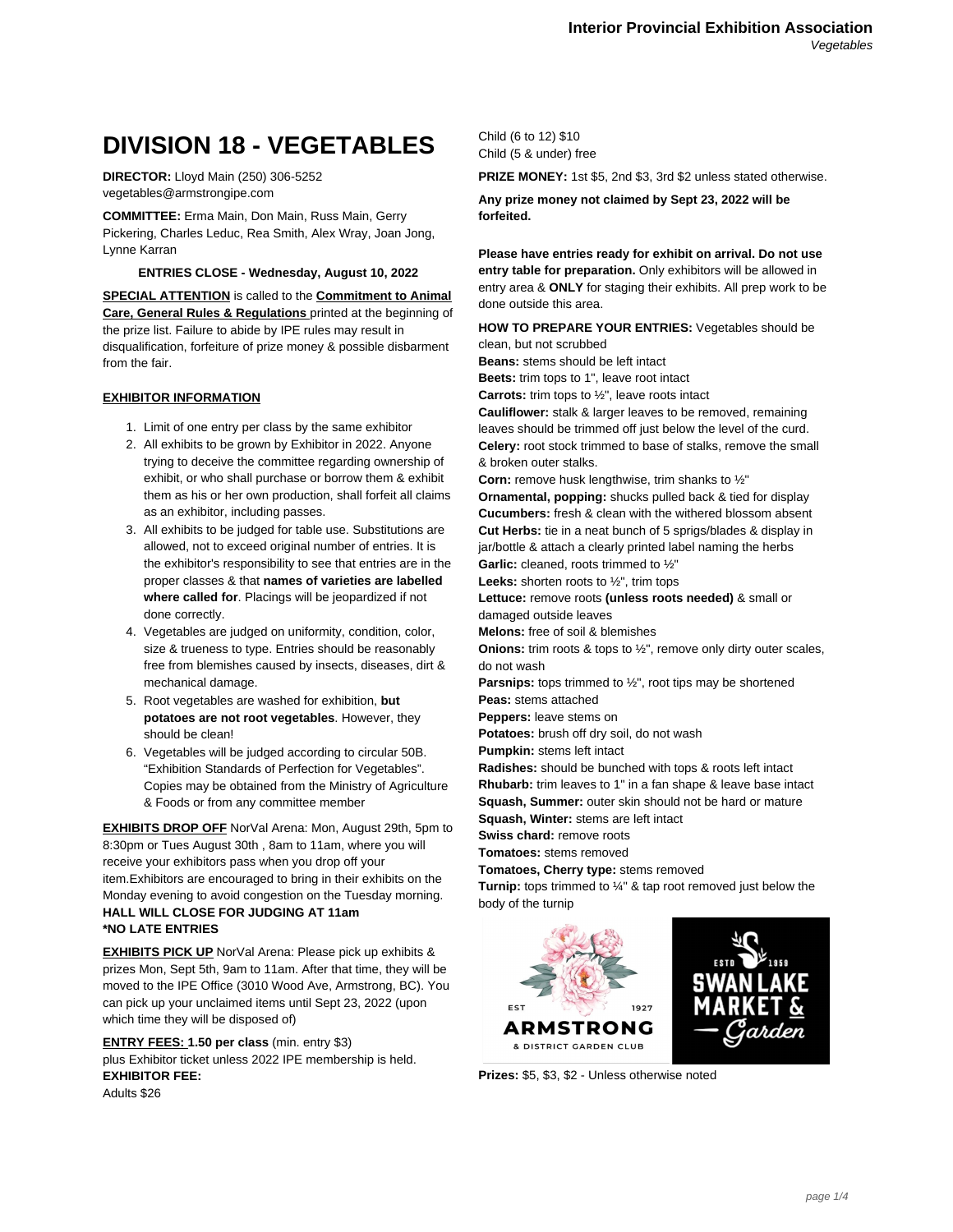# DIVISION 18 - VEGETABLES

**DIRECTOR:** Lloyd Main (250) 306-5252 vegetables@armstrongipe.com

**COMMITTEE:** Erma Main, Don Main, Russ Main, Gerry Pickering, Charles Leduc, Rea Smith, Alex Wray, Joan Jong, Lynne Karran

**ENTRIES CLOSE - Wednesday, August 10, 2022**

**SPECIAL ATTENTION** is called to the **Commitment to Animal Care, General Rules & Regulations** printed at the beginning of the prize list. Failure to abide by IPE rules may result in disqualification, forfeiture of prize money & possible disbarment from the fair.

**EXHIBITOR INFORMATION**

1. Limit of one entry per class by the same exhibitor
2. All exhibits to be grown by Exhibitor in 2022. Anyone trying to deceive the committee regarding ownership of exhibit, or who shall purchase or borrow them & exhibit them as his or her own production, shall forfeit all claims as an exhibitor, including passes.
3. All exhibits to be judged for table use. Substitutions are allowed, not to exceed original number of entries. It is the exhibitor's responsibility to see that entries are in the proper classes & that **names of varieties are labelled where called for**. Placings will be jeopardized if not done correctly.
4. Vegetables are judged on uniformity, condition, color, size & trueness to type. Entries should be reasonably free from blemishes caused by insects, diseases, dirt & mechanical damage.
5. Root vegetables are washed for exhibition, **but potatoes are not root vegetables**. However, they should be clean!
6. Vegetables will be judged according to circular 50B. "Exhibition Standards of Perfection for Vegetables". Copies may be obtained from the Ministry of Agriculture & Foods or from any committee member

**EXHIBITS DROP OFF** NorVal Arena: Mon, August 29th, 5pm to 8:30pm or Tues August 30th , 8am to 11am, where you will receive your exhibitors pass when you drop off your item.Exhibitors are encouraged to bring in their exhibits on the Monday evening to avoid congestion on the Tuesday morning.
**HALL WILL CLOSE FOR JUDGING AT 11am**
**\*NO LATE ENTRIES**

**EXHIBITS PICK UP** NorVal Arena: Please pick up exhibits & prizes Mon, Sept 5th, 9am to 11am. After that time, they will be moved to the IPE Office (3010 Wood Ave, Armstrong, BC). You can pick up your unclaimed items until Sept 23, 2022 (upon which time they will be disposed of)

**ENTRY FEES: 1.50 per class** (min. entry $3)
plus Exhibitor ticket unless 2022 IPE membership is held.
**EXHIBITOR FEE:**
Adults $26
Child (6 to 12) $10
Child (5 & under) free

**PRIZE MONEY:** 1st $5, 2nd $3, 3rd $2 unless stated otherwise.

**Any prize money not claimed by Sept 23, 2022 will be forfeited.**

**Please have entries ready for exhibit on arrival. Do not use entry table for preparation.** Only exhibitors will be allowed in entry area & **ONLY** for staging their exhibits. All prep work to be done outside this area.

**HOW TO PREPARE YOUR ENTRIES:** Vegetables should be clean, but not scrubbed
**Beans:** stems should be left intact
**Beets:** trim tops to 1", leave root intact
**Carrots:** trim tops to ½", leave roots intact
**Cauliflower:** stalk & larger leaves to be removed, remaining leaves should be trimmed off just below the level of the curd.
**Celery:** root stock trimmed to base of stalks, remove the small & broken outer stalks.
**Corn:** remove husk lengthwise, trim shanks to ½"
**Ornamental, popping:** shucks pulled back & tied for display
**Cucumbers:** fresh & clean with the withered blossom absent
**Cut Herbs:** tie in a neat bunch of 5 sprigs/blades & display in jar/bottle & attach a clearly printed label naming the herbs
**Garlic:** cleaned, roots trimmed to ½"
**Leeks:** shorten roots to ½", trim tops
**Lettuce:** remove roots **(unless roots needed)** & small or damaged outside leaves
**Melons:** free of soil & blemishes
**Onions:** trim roots & tops to ½", remove only dirty outer scales, do not wash
**Parsnips:** tops trimmed to ½", root tips may be shortened
**Peas:** stems attached
**Peppers:** leave stems on
**Potatoes:** brush off dry soil, do not wash
**Pumpkin:** stems left intact
**Radishes:** should be bunched with tops & roots left intact
**Rhubarb:** trim leaves to 1" in a fan shape & leave base intact
**Squash, Summer:** outer skin should not be hard or mature
**Squash, Winter:** stems are left intact
**Swiss chard:** remove roots
**Tomatoes:** stems removed
**Tomatoes, Cherry type:** stems removed
**Turnip:** tops trimmed to ¼" & tap root removed just below the body of the turnip

EST 1927 ARMSTRONG & DISTRICT GARDEN CLUB

ESTD 1959 SWAN LAKE MARKET & Garden

**Prizes:** $5, $3, $2 - Unless otherwise noted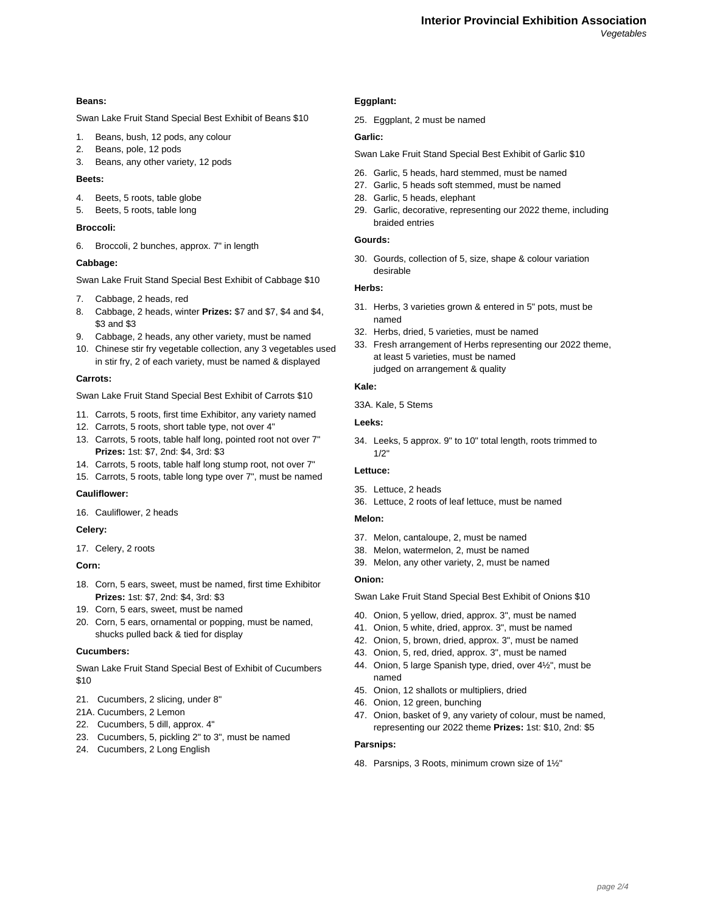**Beans:**

Swan Lake Fruit Stand Special Best Exhibit of Beans $10

1. Beans, bush, 12 pods, any colour
2. Beans, pole, 12 pods
3. Beans, any other variety, 12 pods

**Beets:**

4. Beets, 5 roots, table globe
5. Beets, 5 roots, table long

**Broccoli:**

6. Broccoli, 2 bunches, approx. 7" in length

**Cabbage:**

Swan Lake Fruit Stand Special Best Exhibit of Cabbage $10

7. Cabbage, 2 heads, red
8. Cabbage, 2 heads, winter **Prizes:** $7 and $7, $4 and $4, $3 and $3
9. Cabbage, 2 heads, any other variety, must be named
10. Chinese stir fry vegetable collection, any 3 vegetables used in stir fry, 2 of each variety, must be named & displayed

**Carrots:**

Swan Lake Fruit Stand Special Best Exhibit of Carrots $10

11. Carrots, 5 roots, first time Exhibitor, any variety named
12. Carrots, 5 roots, short table type, not over 4"
13. Carrots, 5 roots, table half long, pointed root not over 7" **Prizes:** 1st: $7, 2nd: $4, 3rd: $3
14. Carrots, 5 roots, table half long stump root, not over 7"
15. Carrots, 5 roots, table long type over 7", must be named

**Cauliflower:**

16. Cauliflower, 2 heads

**Celery:**

17. Celery, 2 roots

**Corn:**

18. Corn, 5 ears, sweet, must be named, first time Exhibitor **Prizes:** 1st: $7, 2nd: $4, 3rd: $3
19. Corn, 5 ears, sweet, must be named
20. Corn, 5 ears, ornamental or popping, must be named, shucks pulled back & tied for display

**Cucumbers:**

Swan Lake Fruit Stand Special Best of Exhibit of Cucumbers $10

21. Cucumbers, 2 slicing, under 8"

21A. Cucumbers, 2 Lemon

22. Cucumbers, 5 dill, approx. 4"
23. Cucumbers, 5, pickling 2" to 3", must be named
24. Cucumbers, 2 Long English

**Eggplant:**

25. Eggplant, 2 must be named

**Garlic:**

Swan Lake Fruit Stand Special Best Exhibit of Garlic $10

26. Garlic, 5 heads, hard stemmed, must be named
27. Garlic, 5 heads soft stemmed, must be named
28. Garlic, 5 heads, elephant
29. Garlic, decorative, representing our 2022 theme, including braided entries

**Gourds:**

30. Gourds, collection of 5, size, shape & colour variation desirable

**Herbs:**

31. Herbs, 3 varieties grown & entered in 5" pots, must be named
32. Herbs, dried, 5 varieties, must be named
33. Fresh arrangement of Herbs representing our 2022 theme, at least 5 varieties, must be named
    judged on arrangement & quality

**Kale:**

33A. Kale, 5 Stems

**Leeks:**

34. Leeks, 5 approx. 9" to 10" total length, roots trimmed to 1/2"

**Lettuce:**

35. Lettuce, 2 heads
36. Lettuce, 2 roots of leaf lettuce, must be named

**Melon:**

37. Melon, cantaloupe, 2, must be named
38. Melon, watermelon, 2, must be named
39. Melon, any other variety, 2, must be named

**Onion:**

Swan Lake Fruit Stand Special Best Exhibit of Onions $10

40. Onion, 5 yellow, dried, approx. 3", must be named
41. Onion, 5 white, dried, approx. 3", must be named
42. Onion, 5, brown, dried, approx. 3", must be named
43. Onion, 5, red, dried, approx. 3", must be named
44. Onion, 5 large Spanish type, dried, over 4½", must be named
45. Onion, 12 shallots or multipliers, dried
46. Onion, 12 green, bunching
47. Onion, basket of 9, any variety of colour, must be named, representing our 2022 theme **Prizes:** 1st: $10, 2nd: $5

**Parsnips:**

48. Parsnips, 3 Roots, minimum crown size of 1½"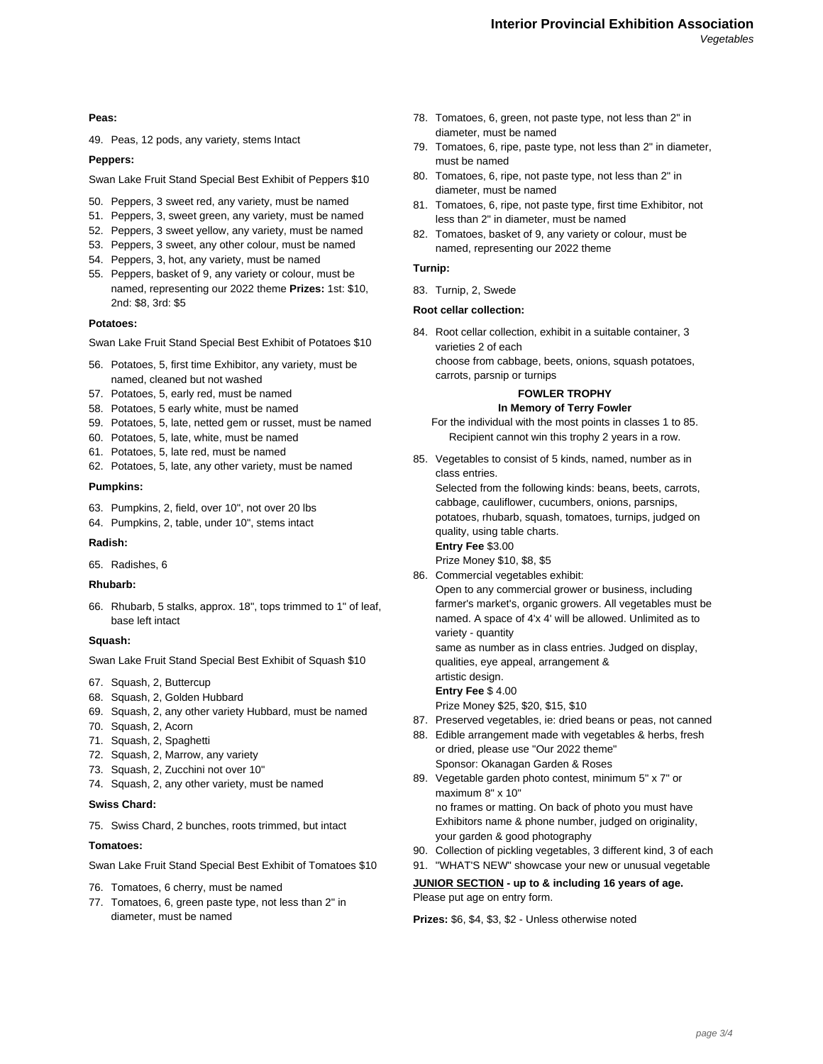**Peas:**

49. Peas, 12 pods, any variety, stems Intact

**Peppers:**

Swan Lake Fruit Stand Special Best Exhibit of Peppers $10

50. Peppers, 3 sweet red, any variety, must be named
51. Peppers, 3, sweet green, any variety, must be named
52. Peppers, 3 sweet yellow, any variety, must be named
53. Peppers, 3 sweet, any other colour, must be named
54. Peppers, 3, hot, any variety, must be named
55. Peppers, basket of 9, any variety or colour, must be named, representing our 2022 theme **Prizes:** 1st: $10, 2nd: $8, 3rd: $5

**Potatoes:**

Swan Lake Fruit Stand Special Best Exhibit of Potatoes $10

56. Potatoes, 5, first time Exhibitor, any variety, must be named, cleaned but not washed
57. Potatoes, 5, early red, must be named
58. Potatoes, 5 early white, must be named
59. Potatoes, 5, late, netted gem or russet, must be named
60. Potatoes, 5, late, white, must be named
61. Potatoes, 5, late red, must be named
62. Potatoes, 5, late, any other variety, must be named

**Pumpkins:**

63. Pumpkins, 2, field, over 10", not over 20 lbs
64. Pumpkins, 2, table, under 10", stems intact

**Radish:**

65. Radishes, 6

**Rhubarb:**

66. Rhubarb, 5 stalks, approx. 18", tops trimmed to 1" of leaf, base left intact

**Squash:**

Swan Lake Fruit Stand Special Best Exhibit of Squash $10

67. Squash, 2, Buttercup
68. Squash, 2, Golden Hubbard
69. Squash, 2, any other variety Hubbard, must be named
70. Squash, 2, Acorn
71. Squash, 2, Spaghetti
72. Squash, 2, Marrow, any variety
73. Squash, 2, Zucchini not over 10"
74. Squash, 2, any other variety, must be named

**Swiss Chard:**

75. Swiss Chard, 2 bunches, roots trimmed, but intact

**Tomatoes:**

Swan Lake Fruit Stand Special Best Exhibit of Tomatoes $10

76. Tomatoes, 6 cherry, must be named
77. Tomatoes, 6, green paste type, not less than 2" in diameter, must be named
78. Tomatoes, 6, green, not paste type, not less than 2" in diameter, must be named
79. Tomatoes, 6, ripe, paste type, not less than 2" in diameter, must be named
80. Tomatoes, 6, ripe, not paste type, not less than 2" in diameter, must be named
81. Tomatoes, 6, ripe, not paste type, first time Exhibitor, not less than 2" in diameter, must be named
82. Tomatoes, basket of 9, any variety or colour, must be named, representing our 2022 theme

**Turnip:**

83. Turnip, 2, Swede

**Root cellar collection:**

84. Root cellar collection, exhibit in a suitable container, 3 varieties 2 of each
    choose from cabbage, beets, onions, squash potatoes, carrots, parsnip or turnips

**FOWLER TROPHY**
**In Memory of Terry Fowler**

For the individual with the most points in classes 1 to 85. Recipient cannot win this trophy 2 years in a row.

85. Vegetables to consist of 5 kinds, named, number as in class entries.
    Selected from the following kinds: beans, beets, carrots, cabbage, cauliflower, cucumbers, onions, parsnips, potatoes, rhubarb, squash, tomatoes, turnips, judged on quality, using table charts.
    **Entry Fee** $3.00
    Prize Money $10, $8, $5
86. Commercial vegetables exhibit:
    Open to any commercial grower or business, including farmer's market's, organic growers. All vegetables must be named. A space of 4'x 4' will be allowed. Unlimited as to variety - quantity
    same as number as in class entries. Judged on display, qualities, eye appeal, arrangement &
    artistic design.
    **Entry Fee** $ 4.00
    Prize Money $25, $20, $15, $10
87. Preserved vegetables, ie: dried beans or peas, not canned
88. Edible arrangement made with vegetables & herbs, fresh or dried, please use "Our 2022 theme"
    Sponsor: Okanagan Garden & Roses
89. Vegetable garden photo contest, minimum 5" x 7" or maximum 8" x 10"
    no frames or matting. On back of photo you must have Exhibitors name & phone number, judged on originality, your garden & good photography
90. Collection of pickling vegetables, 3 different kind, 3 of each
91. "WHAT'S NEW" showcase your new or unusual vegetable

**JUNIOR SECTION - up to & including 16 years of age.**
Please put age on entry form.

**Prizes:** $6, $4, $3, $2 - Unless otherwise noted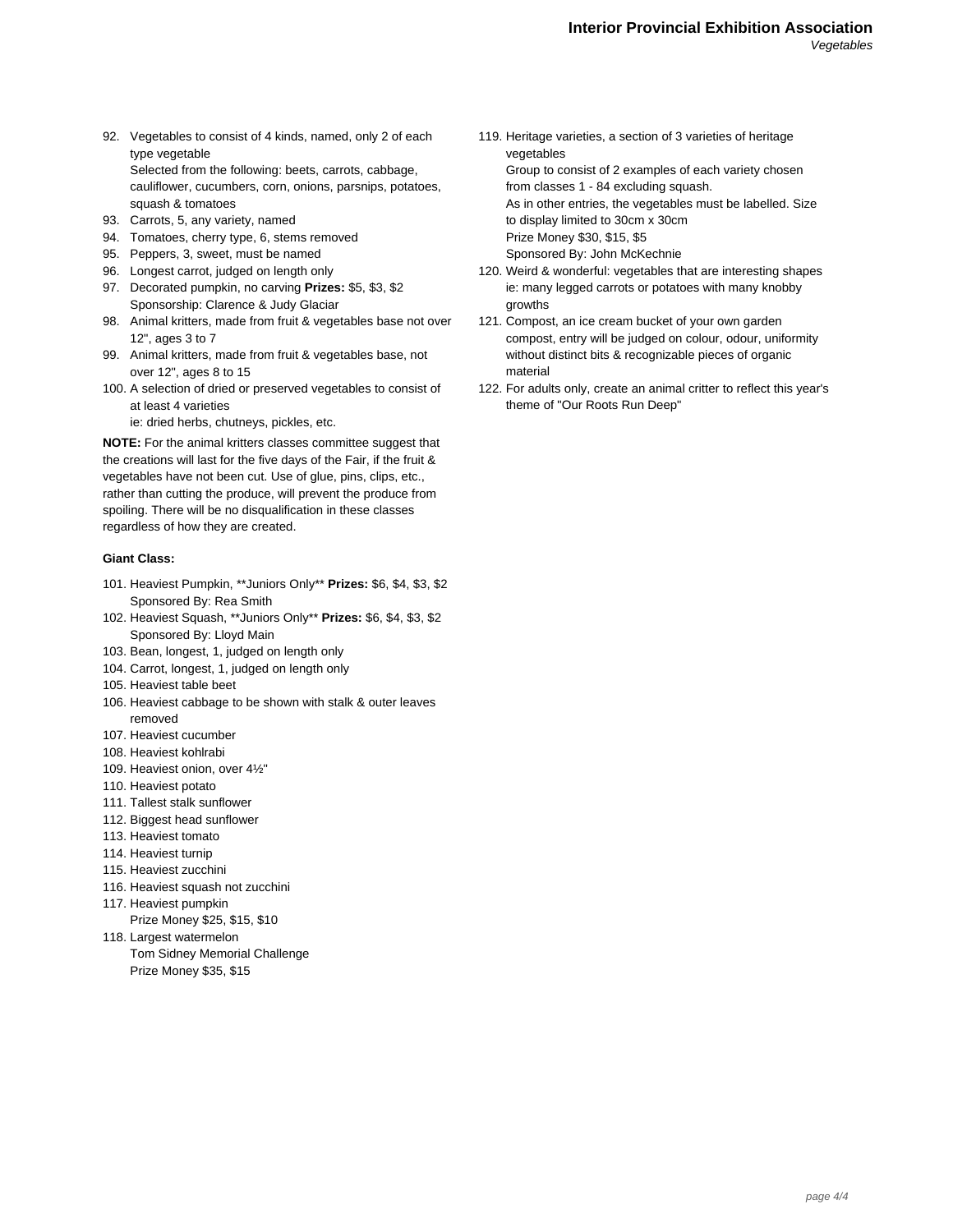92. Vegetables to consist of 4 kinds, named, only 2 of each type vegetable
    Selected from the following: beets, carrots, cabbage, cauliflower, cucumbers, corn, onions, parsnips, potatoes, squash & tomatoes
93. Carrots, 5, any variety, named
94. Tomatoes, cherry type, 6, stems removed
95. Peppers, 3, sweet, must be named
96. Longest carrot, judged on length only
97. Decorated pumpkin, no carving **Prizes:** $5, $3, $2
    Sponsorship: Clarence & Judy Glaciar
98. Animal kritters, made from fruit & vegetables base not over 12", ages 3 to 7
99. Animal kritters, made from fruit & vegetables base, not over 12", ages 8 to 15
100. A selection of dried or preserved vegetables to consist of at least 4 varieties
    ie: dried herbs, chutneys, pickles, etc.

**NOTE:** For the animal kritters classes committee suggest that the creations will last for the five days of the Fair, if the fruit & vegetables have not been cut. Use of glue, pins, clips, etc., rather than cutting the produce, will prevent the produce from spoiling. There will be no disqualification in these classes regardless of how they are created.

**Giant Class:**

101. Heaviest Pumpkin, **Juniors Only** **Prizes:** $6, $4, $3, $2
    Sponsored By: Rea Smith
102. Heaviest Squash, **Juniors Only** **Prizes:** $6, $4, $3, $2
    Sponsored By: Lloyd Main
103. Bean, longest, 1, judged on length only
104. Carrot, longest, 1, judged on length only
105. Heaviest table beet
106. Heaviest cabbage to be shown with stalk & outer leaves removed
107. Heaviest cucumber
108. Heaviest kohlrabi
109. Heaviest onion, over 4½"
110. Heaviest potato
111. Tallest stalk sunflower
112. Biggest head sunflower
113. Heaviest tomato
114. Heaviest turnip
115. Heaviest zucchini
116. Heaviest squash not zucchini
117. Heaviest pumpkin
    Prize Money $25, $15, $10
118. Largest watermelon
    Tom Sidney Memorial Challenge
    Prize Money $35, $15
119. Heritage varieties, a section of 3 varieties of heritage vegetables
    Group to consist of 2 examples of each variety chosen from classes 1 - 84 excluding squash.
    As in other entries, the vegetables must be labelled. Size to display limited to 30cm x 30cm
    Prize Money $30, $15, $5
    Sponsored By: John McKechnie
120. Weird & wonderful: vegetables that are interesting shapes ie: many legged carrots or potatoes with many knobby growths
121. Compost, an ice cream bucket of your own garden compost, entry will be judged on colour, odour, uniformity without distinct bits & recognizable pieces of organic material
122. For adults only, create an animal critter to reflect this year's theme of "Our Roots Run Deep"